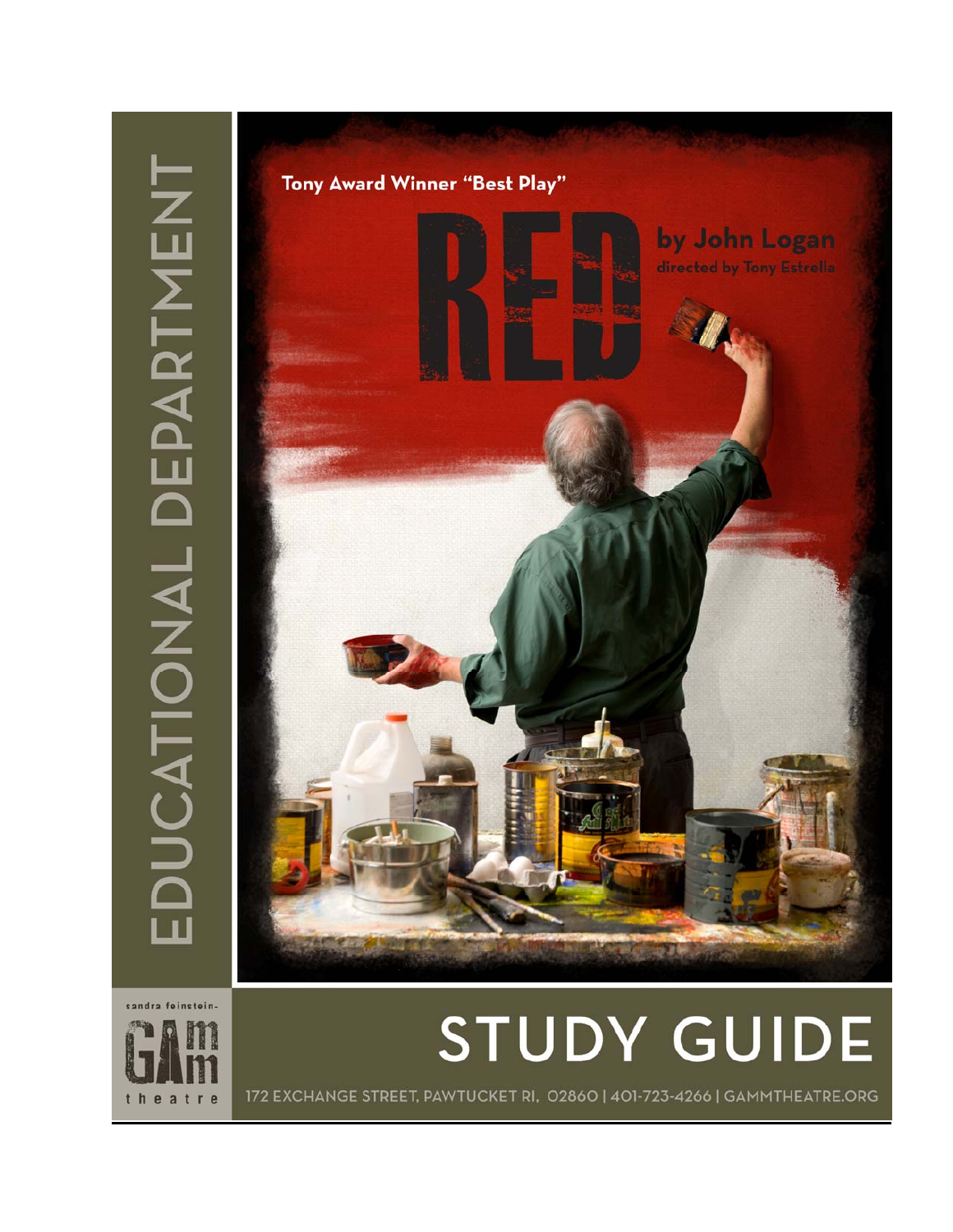EDUCATIONAL DEPARTMENT

Tony Award Winner "Best Play"

# RED

by John Logan

directed by Tony Estrella

sandra feinstein-

GAmm

theatre

# STUDY GUIDE

172 EXCHANGE STREET, PAWTUCKET RI, 02860 | 401-723-4266 | GAMMTHEATRE.ORG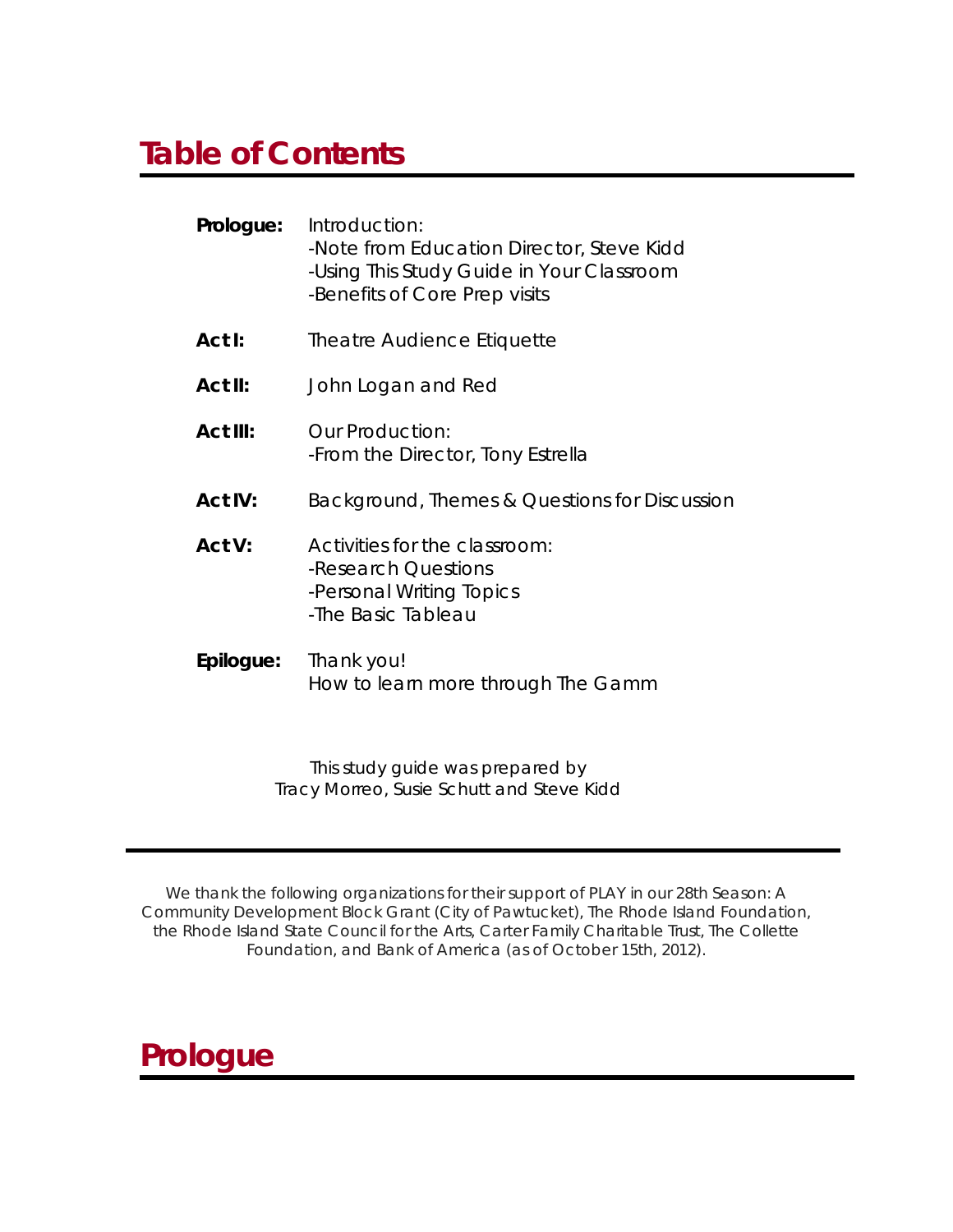# Table of Contents

| | |
|---|---|
| **Prologue:** | Introduction:<br>-Note from Education Director, Steve Kidd<br>-Using This Study Guide in Your Classroom<br>-Benefits of Core Prep visits |
| **Act I:** | Theatre Audience Etiquette |
| **Act II:** | John Logan and Red |
| **Act III:** | Our Production:<br>-From the Director, Tony Estrella |
| **Act IV:** | Background, Themes & Questions for Discussion |
| **Act V:** | Activities for the classroom:<br>-Research Questions<br>-Personal Writing Topics<br>-The Basic Tableau |
| **Epilogue:** | Thank you!<br>How to learn more through The Gamm |

This study guide was prepared by
Tracy Morreo, Susie Schutt and Steve Kidd

---

We thank the following organizations for their support of PLAY in our 28th Season: A Community Development Block Grant (City of Pawtucket), The Rhode Island Foundation, the Rhode Island State Council for the Arts, Carter Family Charitable Trust, The Collette Foundation, and Bank of America (as of October 15th, 2012).

# Prologue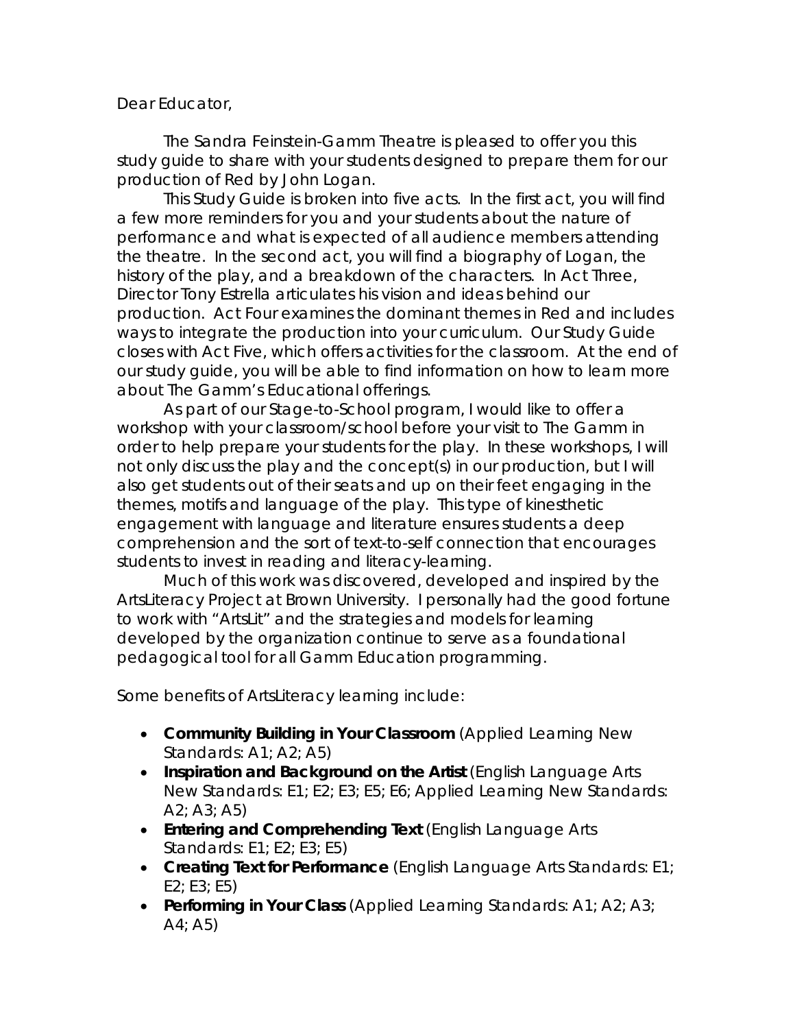Dear Educator,

The Sandra Feinstein-Gamm Theatre is pleased to offer you this study guide to share with your students designed to prepare them for our production of Red by John Logan.

This Study Guide is broken into five acts. In the first act, you will find a few more reminders for you and your students about the nature of performance and what is expected of all audience members attending the theatre. In the second act, you will find a biography of Logan, the history of the play, and a breakdown of the characters. In Act Three, Director Tony Estrella articulates his vision and ideas behind our production. Act Four examines the dominant themes in Red and includes ways to integrate the production into your curriculum. Our Study Guide closes with Act Five, which offers activities for the classroom. At the end of our study guide, you will be able to find information on how to learn more about The Gamm's Educational offerings.

As part of our Stage-to-School program, I would like to offer a workshop with your classroom/school before your visit to The Gamm in order to help prepare your students for the play. In these workshops, I will not only discuss the play and the concept(s) in our production, but I will also get students out of their seats and up on their feet engaging in the themes, motifs and language of the play. This type of kinesthetic engagement with language and literature ensures students a deep comprehension and the sort of text-to-self connection that encourages students to invest in reading and literacy-learning.

Much of this work was discovered, developed and inspired by the ArtsLiteracy Project at Brown University. I personally had the good fortune to work with "ArtsLit" and the strategies and models for learning developed by the organization continue to serve as a foundational pedagogical tool for all Gamm Education programming.

Some benefits of ArtsLiteracy learning include:

- **Community Building in Your Classroom** (Applied Learning New Standards: A1; A2; A5)
- **Inspiration and Background on the Artist** (English Language Arts New Standards: E1; E2; E3; E5; E6; Applied Learning New Standards: A2; A3; A5)
- **Entering and Comprehending Text** (English Language Arts Standards: E1; E2; E3; E5)
- **Creating Text for Performance** (English Language Arts Standards: E1; E2; E3; E5)
- **Performing in Your Class** (Applied Learning Standards: A1; A2; A3; A4; A5)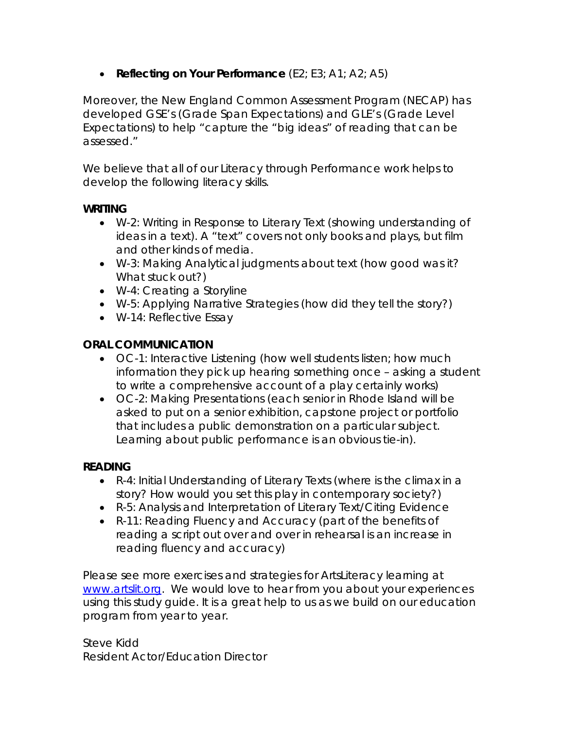- **Reflecting on Your Performance** (E2; E3; A1; A2; A5)

Moreover, the New England Common Assessment Program (NECAP) has developed GSE's (Grade Span Expectations) and GLE's (Grade Level Expectations) to help "capture the "big ideas" of reading that can be assessed."

We believe that all of our Literacy through Performance work helps to develop the following literacy skills.

**WRITING**

- W-2: Writing in Response to Literary Text (showing understanding of ideas in a text). A "text" covers not only books and plays, but film and other kinds of media.
- W-3: Making Analytical judgments about text (how good was it? What stuck out?)
- W-4: Creating a Storyline
- W-5: Applying Narrative Strategies (how did they tell the story?)
- W-14: Reflective Essay

**ORAL COMMUNICATION**

- OC-1: Interactive Listening (how well students listen; how much information they pick up hearing something once – asking a student to write a comprehensive account of a play certainly works)
- OC-2: Making Presentations (each senior in Rhode Island will be asked to put on a senior exhibition, capstone project or portfolio that includes a public demonstration on a particular subject. Learning about public performance is an obvious tie-in).

**READING**

- R-4: Initial Understanding of Literary Texts (where is the climax in a story? How would you set this play in contemporary society?)
- R-5: Analysis and Interpretation of Literary Text/Citing Evidence
- R-11: Reading Fluency and Accuracy (part of the benefits of reading a script out over and over in rehearsal is an increase in reading fluency and accuracy)

Please see more exercises and strategies for ArtsLiteracy learning at [www.artslit.org](http://www.artslit.org). We would love to hear from you about your experiences using this study guide. It is a great help to us as we build on our education program from year to year.

Steve Kidd
Resident Actor/Education Director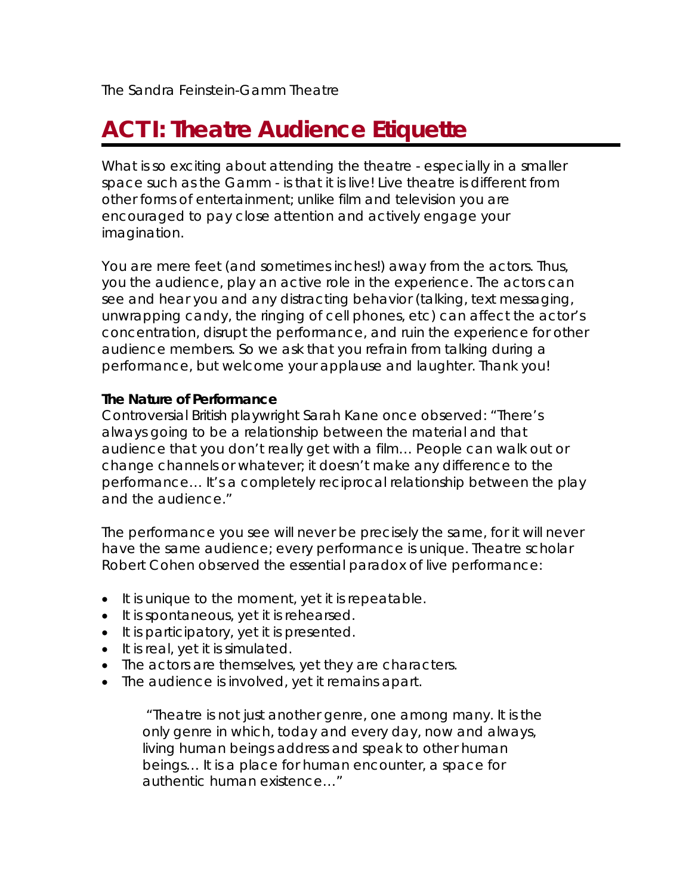The Sandra Feinstein-Gamm Theatre

# ACT I: Theatre Audience Etiquette

What is so exciting about attending the theatre - especially in a smaller space such as the Gamm - is that it is live! Live theatre is different from other forms of entertainment; unlike film and television you are encouraged to pay close attention and actively engage your imagination.

You are mere feet (and sometimes inches!) away from the actors. Thus, you the audience, play an active role in the experience. The actors can see and hear you and any distracting behavior (talking, text messaging, unwrapping candy, the ringing of cell phones, etc) can affect the actor's concentration, disrupt the performance, and ruin the experience for other audience members. So we ask that you refrain from talking during a performance, but welcome your applause and laughter. Thank you!

**The Nature of Performance**

Controversial British playwright Sarah Kane once observed: "There's always going to be a relationship between the material and that audience that you don't really get with a film… People can walk out or change channels or whatever; it doesn't make any difference to the performance… It's a completely reciprocal relationship between the play and the audience."

The performance you see will never be precisely the same, for it will never have the same audience; every performance is unique. Theatre scholar Robert Cohen observed the essential paradox of live performance:

- It is unique to the moment, yet it is repeatable.
- It is spontaneous, yet it is rehearsed.
- It is participatory, yet it is presented.
- It is real, yet it is simulated.
- The actors are themselves, yet they are characters.
- The audience is involved, yet it remains apart.

> "Theatre is not just another genre, one among many. It is the only genre in which, today and every day, now and always, living human beings address and speak to other human beings… It is a place for human encounter, a space for authentic human existence…"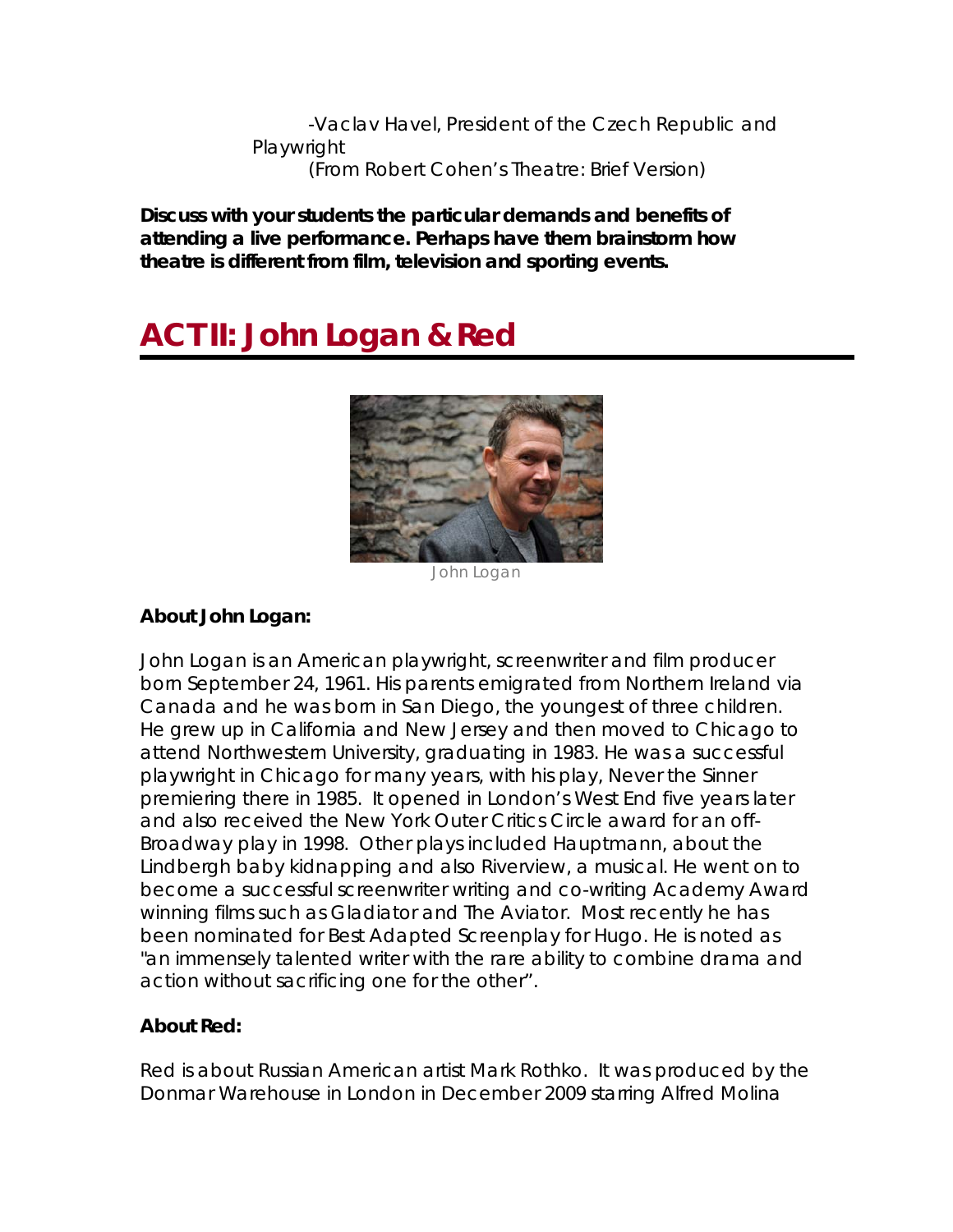-Vaclav Havel, President of the Czech Republic and Playwright
(From Robert Cohen's *Theatre: Brief Version*)

**Discuss with your students the particular demands and benefits of attending a live performance. Perhaps have them brainstorm how theatre is different from film, television and sporting events.**

# ACT II: John Logan & *Red*

John Logan

**About John Logan:**

John Logan is an American playwright, screenwriter and film producer born September 24, 1961. His parents emigrated from Northern Ireland via Canada and he was born in San Diego, the youngest of three children. He grew up in California and New Jersey and then moved to Chicago to attend Northwestern University, graduating in 1983. He was a successful playwright in Chicago for many years, with his play, *Never the Sinner* premiering there in 1985. It opened in London's West End five years later and also received the New York Outer Critics Circle award for an off-Broadway play in 1998. Other plays included *Hauptmann*, about the Lindbergh baby kidnapping and also *Riverview*, a musical. He went on to become a successful screenwriter writing and co-writing Academy Award winning films such as *Gladiator* and *The Aviator*. Most recently he has been nominated for Best Adapted Screenplay for *Hugo*. He is noted as "an immensely talented writer with the rare ability to combine drama and action without sacrificing one for the other".

**About *Red*:**

*Red* is about Russian American artist Mark Rothko. It was produced by the Donmar Warehouse in London in December 2009 starring Alfred Molina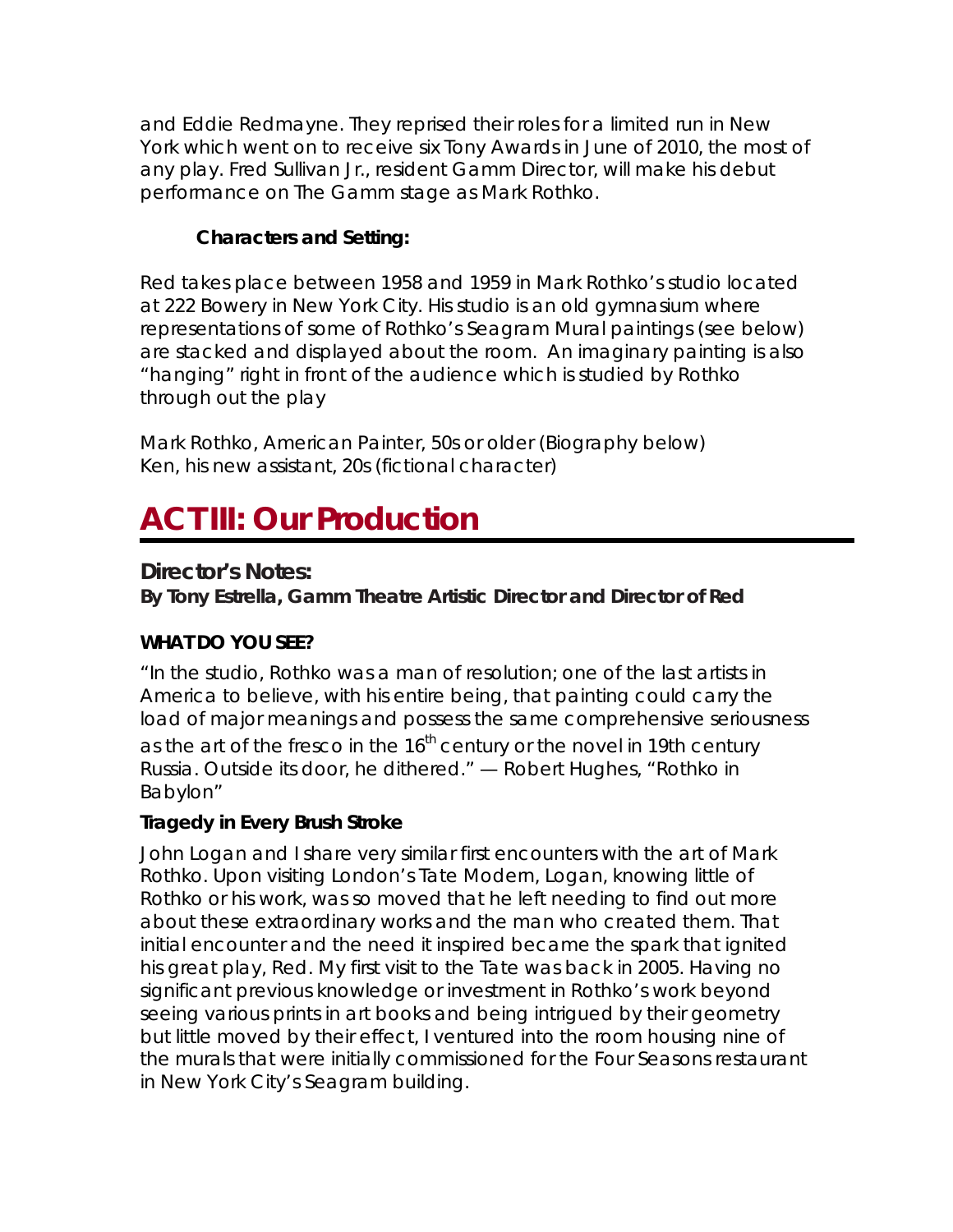and Eddie Redmayne. They reprised their roles for a limited run in New York which went on to receive six Tony Awards in June of 2010, the most of any play. Fred Sullivan Jr., resident Gamm Director, will make his debut performance on The Gamm stage as Mark Rothko.

**Characters and Setting:**

Red takes place between 1958 and 1959 in Mark Rothko's studio located at 222 Bowery in New York City. His studio is an old gymnasium where representations of some of Rothko's Seagram Mural paintings (see below) are stacked and displayed about the room. An imaginary painting is also "hanging" right in front of the audience which is studied by Rothko through out the play

Mark Rothko, American Painter, 50s or older (Biography below)
Ken, his new assistant, 20s (fictional character)

# ACT III: Our Production

## Director's Notes:

**By Tony Estrella, Gamm Theatre Artistic Director and Director of Red**

**WHAT DO YOU SEE?**

"In the studio, Rothko was a man of resolution; one of the last artists in America to believe, with his entire being, that painting could carry the load of major meanings and possess the same comprehensive seriousness as the art of the fresco in the 16th century or the novel in 19th century Russia. Outside its door, he dithered." — Robert Hughes, "Rothko in Babylon"

**Tragedy in Every Brush Stroke**

John Logan and I share very similar first encounters with the art of Mark Rothko. Upon visiting London's Tate Modern, Logan, knowing little of Rothko or his work, was so moved that he left needing to find out more about these extraordinary works and the man who created them. That initial encounter and the need it inspired became the spark that ignited his great play, Red. My first visit to the Tate was back in 2005. Having no significant previous knowledge or investment in Rothko's work beyond seeing various prints in art books and being intrigued by their geometry but little moved by their effect, I ventured into the room housing nine of the murals that were initially commissioned for the Four Seasons restaurant in New York City's Seagram building.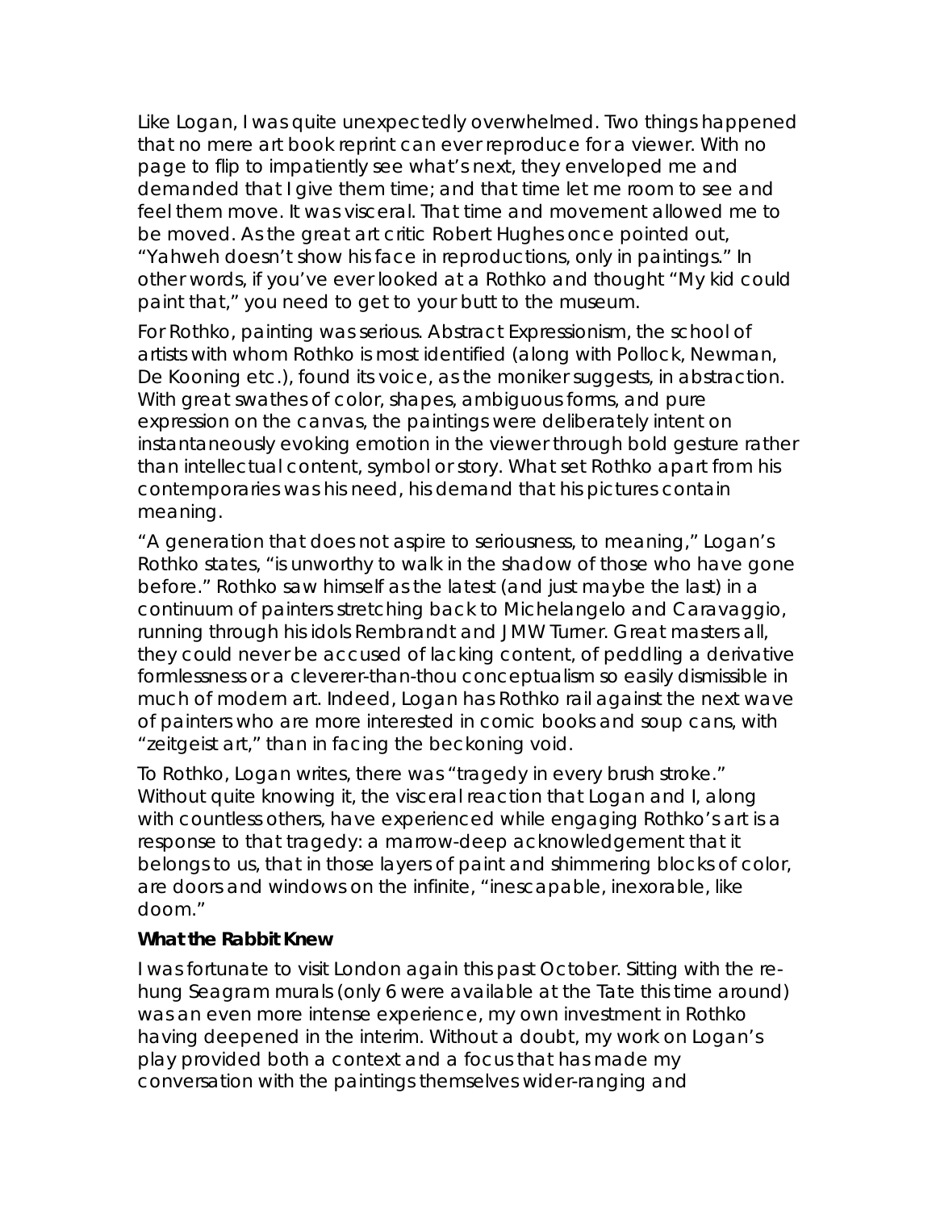Like Logan, I was quite unexpectedly overwhelmed. Two things happened that no mere art book reprint can ever reproduce for a viewer. With no page to flip to impatiently see what's next, they enveloped me and demanded that I give them time; and that time let me room to see and feel them move. It was visceral. That time and movement allowed me to be moved. As the great art critic Robert Hughes once pointed out, "Yahweh doesn't show his face in reproductions, only in paintings." In other words, if you've ever looked at a Rothko and thought "My kid could paint that," you need to get to your butt to the museum.

For Rothko, painting was serious. Abstract Expressionism, the school of artists with whom Rothko is most identified (along with Pollock, Newman, De Kooning etc.), found its voice, as the moniker suggests, in abstraction. With great swathes of color, shapes, ambiguous forms, and pure expression on the canvas, the paintings were deliberately intent on instantaneously evoking emotion in the viewer through bold gesture rather than intellectual content, symbol or story. What set Rothko apart from his contemporaries was his need, his demand that his pictures contain meaning.

"A generation that does not aspire to seriousness, to meaning," Logan's Rothko states, "is unworthy to walk in the shadow of those who have gone before." Rothko saw himself as the latest (and just maybe the last) in a continuum of painters stretching back to Michelangelo and Caravaggio, running through his idols Rembrandt and JMW Turner. Great masters all, they could never be accused of lacking content, of peddling a derivative formlessness or a cleverer-than-thou conceptualism so easily dismissible in much of modern art. Indeed, Logan has Rothko rail against the next wave of painters who are more interested in comic books and soup cans, with "zeitgeist art," than in facing the beckoning void.

To Rothko, Logan writes, there was "tragedy in every brush stroke." Without quite knowing it, the visceral reaction that Logan and I, along with countless others, have experienced while engaging Rothko's art is a response to that tragedy: a marrow-deep acknowledgement that it belongs to us, that in those layers of paint and shimmering blocks of color, are doors and windows on the infinite, "inescapable, inexorable, like doom."

**What the Rabbit Knew**

I was fortunate to visit London again this past October. Sitting with the re-hung Seagram murals (only 6 were available at the Tate this time around) was an even more intense experience, my own investment in Rothko having deepened in the interim. Without a doubt, my work on Logan's play provided both a context and a focus that has made my conversation with the paintings themselves wider-ranging and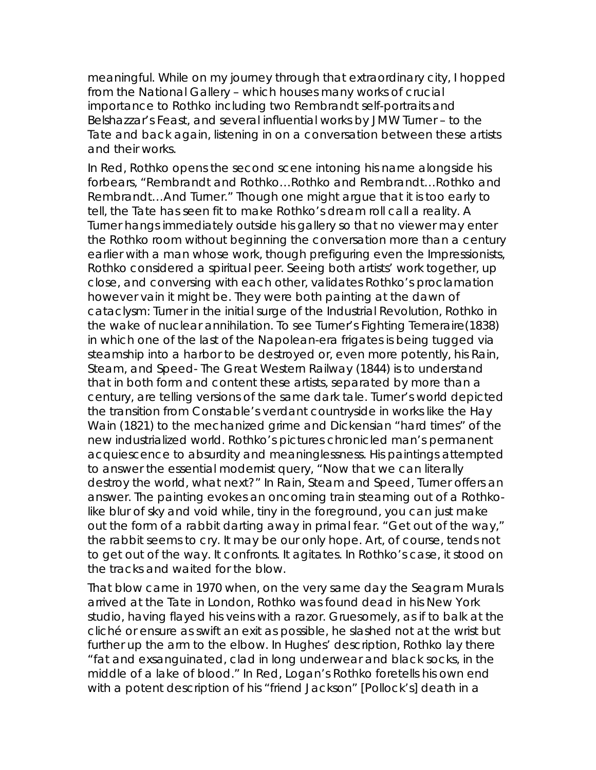meaningful. While on my journey through that extraordinary city, I hopped from the National Gallery – which houses many works of crucial importance to Rothko including two Rembrandt self-portraits and Belshazzar's Feast, and several influential works by JMW Turner – to the Tate and back again, listening in on a conversation between these artists and their works.

In Red, Rothko opens the second scene intoning his name alongside his forbears, "Rembrandt and Rothko…Rothko and Rembrandt…Rothko and Rembrandt…And Turner." Though one might argue that it is too early to tell, the Tate has seen fit to make Rothko's dream roll call a reality. A Turner hangs immediately outside his gallery so that no viewer may enter the Rothko room without beginning the conversation more than a century earlier with a man whose work, though prefiguring even the Impressionists, Rothko considered a spiritual peer. Seeing both artists' work together, up close, and conversing with each other, validates Rothko's proclamation however vain it might be. They were both painting at the dawn of cataclysm: Turner in the initial surge of the Industrial Revolution, Rothko in the wake of nuclear annihilation. To see Turner's Fighting Temeraire(1838) in which one of the last of the Napolean-era frigates is being tugged via steamship into a harbor to be destroyed or, even more potently, his Rain, Steam, and Speed- The Great Western Railway (1844) is to understand that in both form and content these artists, separated by more than a century, are telling versions of the same dark tale. Turner's world depicted the transition from Constable's verdant countryside in works like the Hay Wain (1821) to the mechanized grime and Dickensian "hard times" of the new industrialized world. Rothko's pictures chronicled man's permanent acquiescence to absurdity and meaninglessness. His paintings attempted to answer the essential modernist query, "Now that we can literally destroy the world, what next?" In Rain, Steam and Speed, Turner offers an answer. The painting evokes an oncoming train steaming out of a Rothko-like blur of sky and void while, tiny in the foreground, you can just make out the form of a rabbit darting away in primal fear. "Get out of the way," the rabbit seems to cry. It may be our only hope. Art, of course, tends not to get out of the way. It confronts. It agitates. In Rothko's case, it stood on the tracks and waited for the blow.

That blow came in 1970 when, on the very same day the Seagram Murals arrived at the Tate in London, Rothko was found dead in his New York studio, having flayed his veins with a razor. Gruesomely, as if to balk at the cliché or ensure as swift an exit as possible, he slashed not at the wrist but further up the arm to the elbow. In Hughes' description, Rothko lay there "fat and exsanguinated, clad in long underwear and black socks, in the middle of a lake of blood." In Red, Logan's Rothko foretells his own end with a potent description of his "friend Jackson" [Pollock's] death in a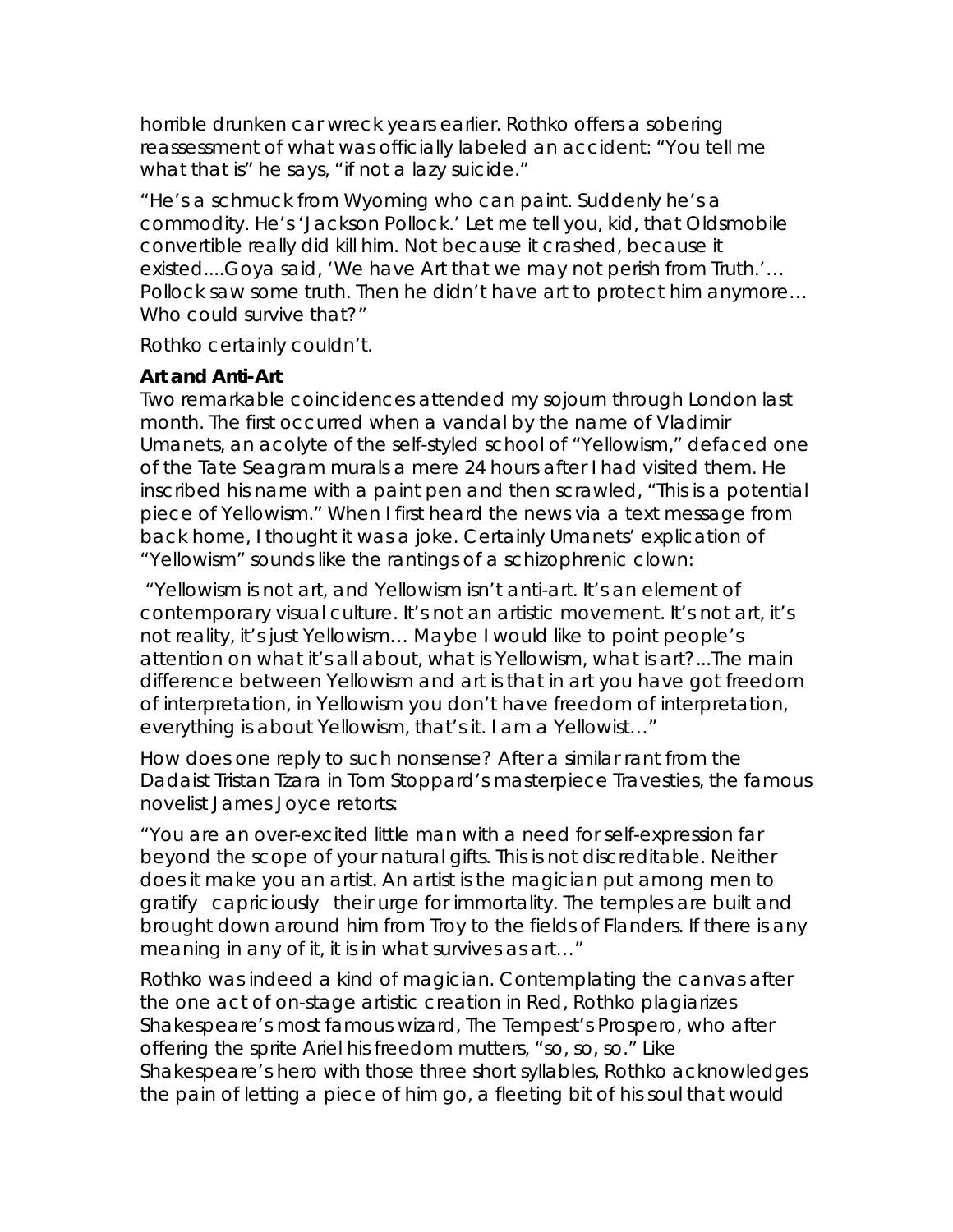horrible drunken car wreck years earlier. Rothko offers a sobering reassessment of what was officially labeled an accident: "You tell me what that is" he says, "if not a lazy suicide."

"He's a schmuck from Wyoming who can paint. Suddenly he's a commodity. He's 'Jackson Pollock.' Let me tell you, kid, that Oldsmobile convertible really did kill him. Not because it crashed, because it existed....Goya said, 'We have Art that we may not perish from Truth.'… Pollock saw some truth. Then he didn't have art to protect him anymore… Who could survive that?"

Rothko certainly couldn't.

**Art and Anti-Art**

Two remarkable coincidences attended my sojourn through London last month. The first occurred when a vandal by the name of Vladimir Umanets, an acolyte of the self-styled school of "Yellowism," defaced one of the Tate Seagram murals a mere 24 hours after I had visited them. He inscribed his name with a paint pen and then scrawled, "This is a potential piece of Yellowism." When I first heard the news via a text message from back home, I thought it was a joke. Certainly Umanets' explication of "Yellowism" sounds like the rantings of a schizophrenic clown:

"Yellowism is not art, and Yellowism isn't anti-art. It's an element of contemporary visual culture. It's not an artistic movement. It's not art, it's not reality, it's just Yellowism… Maybe I would like to point people's attention on what it's all about, what is Yellowism, what is art?...The main difference between Yellowism and art is that in art you have got freedom of interpretation, in Yellowism you don't have freedom of interpretation, everything is about Yellowism, that's it. I am a Yellowist…"

How does one reply to such nonsense? After a similar rant from the Dadaist Tristan Tzara in Tom Stoppard's masterpiece Travesties, the famous novelist James Joyce retorts:

"You are an over-excited little man with a need for self-expression far beyond the scope of your natural gifts. This is not discreditable. Neither does it make you an artist. An artist is the magician put among men to gratify capriciously their urge for immortality. The temples are built and brought down around him from Troy to the fields of Flanders. If there is any meaning in any of it, it is in what survives as art…"

Rothko was indeed a kind of magician. Contemplating the canvas after the one act of on-stage artistic creation in Red, Rothko plagiarizes Shakespeare's most famous wizard, The Tempest's Prospero, who after offering the sprite Ariel his freedom mutters, "so, so, so." Like Shakespeare's hero with those three short syllables, Rothko acknowledges the pain of letting a piece of him go, a fleeting bit of his soul that would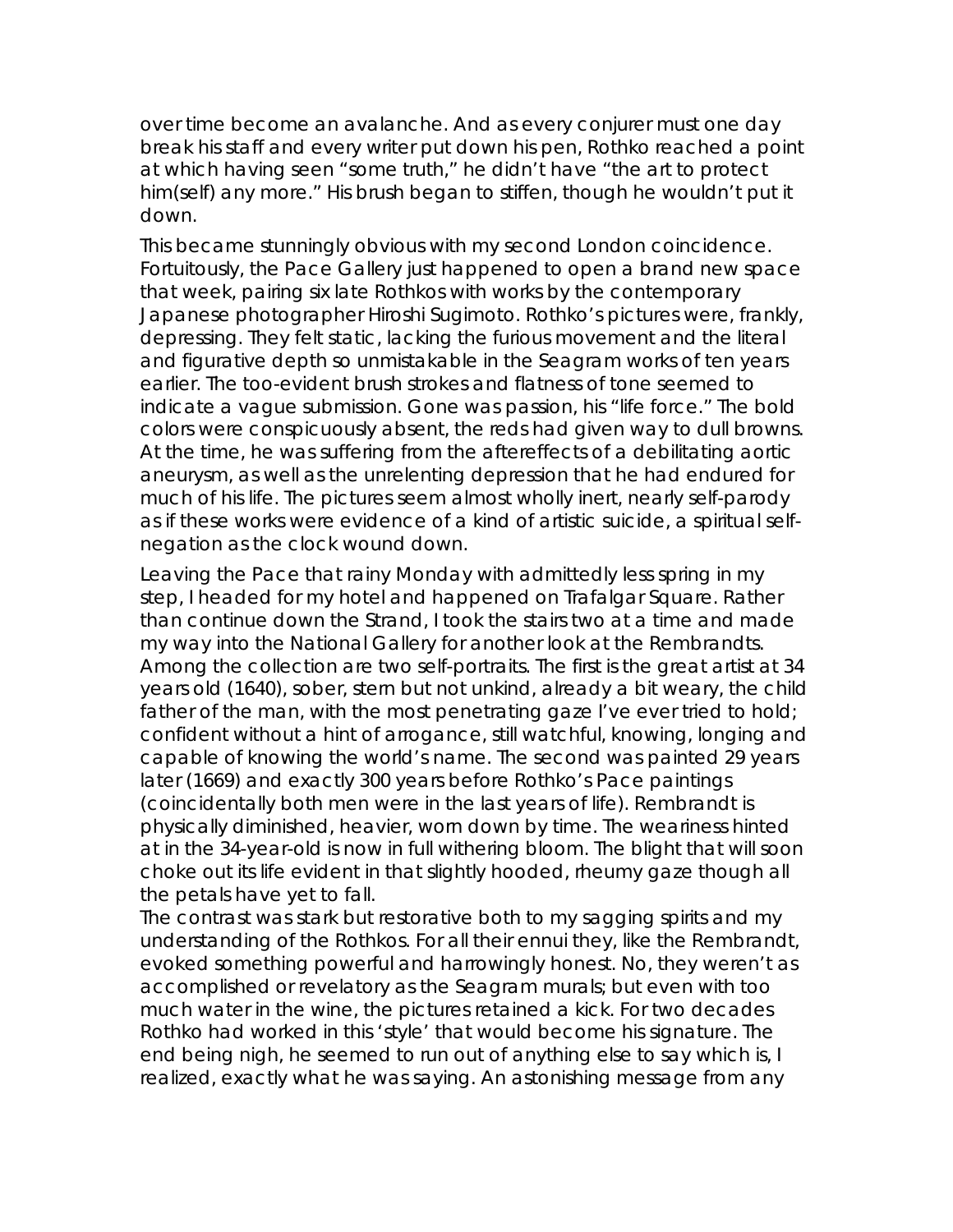over time become an avalanche. And as every conjurer must one day break his staff and every writer put down his pen, Rothko reached a point at which having seen "some truth," he didn't have "the art to protect him(self) any more." His brush began to stiffen, though he wouldn't put it down.

This became stunningly obvious with my second London coincidence. Fortuitously, the Pace Gallery just happened to open a brand new space that week, pairing six late Rothkos with works by the contemporary Japanese photographer Hiroshi Sugimoto. Rothko's pictures were, frankly, depressing. They felt static, lacking the furious movement and the literal and figurative depth so unmistakable in the Seagram works of ten years earlier. The too-evident brush strokes and flatness of tone seemed to indicate a vague submission. Gone was passion, his "life force." The bold colors were conspicuously absent, the reds had given way to dull browns. At the time, he was suffering from the aftereffects of a debilitating aortic aneurysm, as well as the unrelenting depression that he had endured for much of his life. The pictures seem almost wholly inert, nearly self-parody as if these works were evidence of a kind of artistic suicide, a spiritual self-negation as the clock wound down.

Leaving the Pace that rainy Monday with admittedly less spring in my step, I headed for my hotel and happened on Trafalgar Square. Rather than continue down the Strand, I took the stairs two at a time and made my way into the National Gallery for another look at the Rembrandts. Among the collection are two self-portraits. The first is the great artist at 34 years old (1640), sober, stern but not unkind, already a bit weary, the child father of the man, with the most penetrating gaze I've ever tried to hold; confident without a hint of arrogance, still watchful, knowing, longing and capable of knowing the world's name. The second was painted 29 years later (1669) and exactly 300 years before Rothko's Pace paintings (coincidentally both men were in the last years of life). Rembrandt is physically diminished, heavier, worn down by time. The weariness hinted at in the 34-year-old is now in full withering bloom. The blight that will soon choke out its life evident in that slightly hooded, rheumy gaze though all the petals have yet to fall.

The contrast was stark but restorative both to my sagging spirits and my understanding of the Rothkos. For all their ennui they, like the Rembrandt, evoked something powerful and harrowingly honest. No, they weren't as accomplished or revelatory as the Seagram murals; but even with too much water in the wine, the pictures retained a kick. For two decades Rothko had worked in this 'style' that would become his signature. The end being nigh, he seemed to run out of anything else to say which is, I realized, exactly what he was saying. An astonishing message from any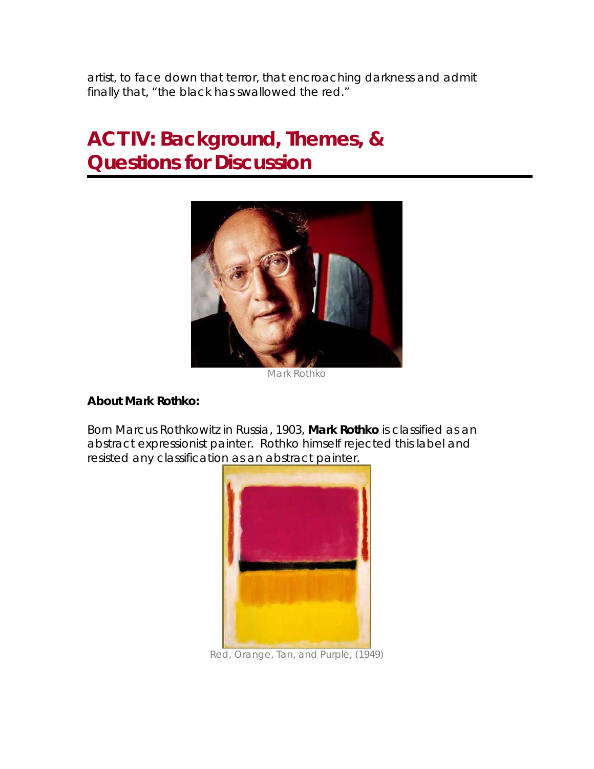artist, to face down that terror, that encroaching darkness and admit finally that, "the black has swallowed the red."

## ACT IV: Background, Themes, & Questions for Discussion

Mark Rothko

**About Mark Rothko:**

Born Marcus Rothkowitz in Russia, 1903, **Mark Rothko** is classified as an abstract expressionist painter. Rothko himself rejected this label and resisted any classification as an abstract painter.

*Red, Orange, Tan, and Purple, (1949)*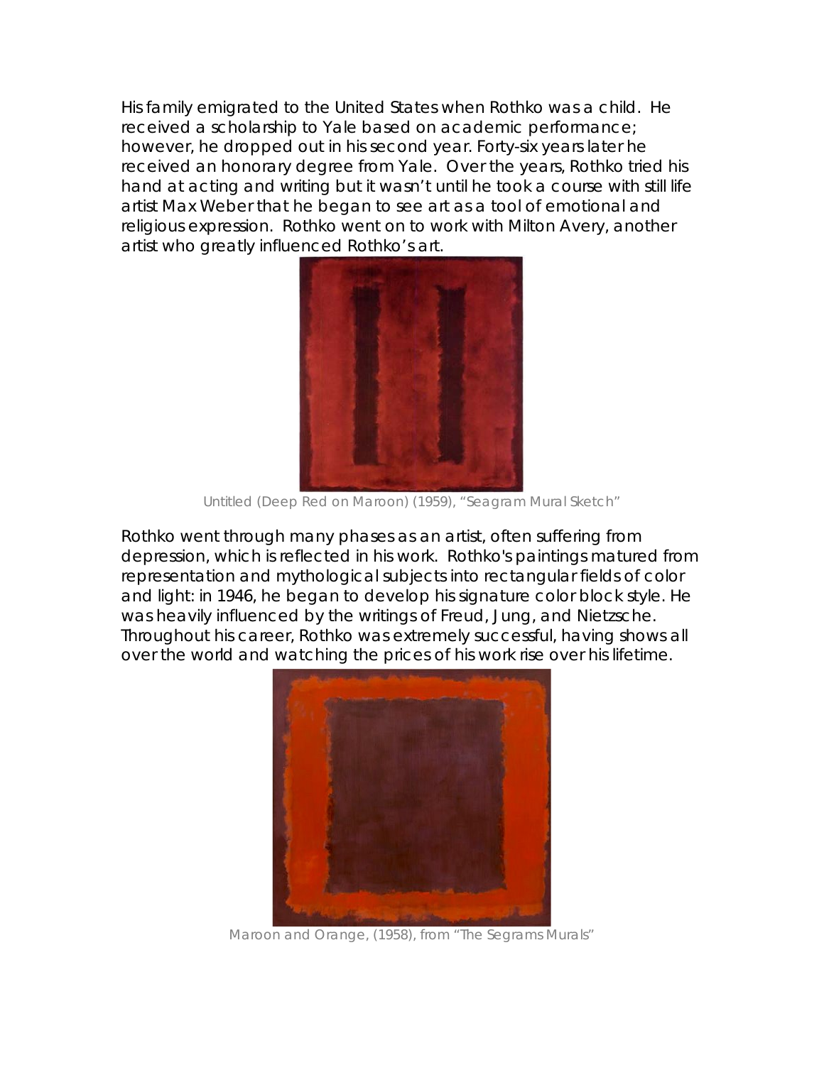His family emigrated to the United States when Rothko was a child. He received a scholarship to Yale based on academic performance; however, he dropped out in his second year. Forty-six years later he received an honorary degree from Yale. Over the years, Rothko tried his hand at acting and writing but it wasn't until he took a course with still life artist Max Weber that he began to see art as a tool of emotional and religious expression. Rothko went on to work with Milton Avery, another artist who greatly influenced Rothko's art.

Untitled (Deep Red on Maroon) (1959), "Seagram Mural Sketch"

Rothko went through many phases as an artist, often suffering from depression, which is reflected in his work. Rothko's paintings matured from representation and mythological subjects into rectangular fields of color and light: in 1946, he began to develop his signature color block style. He was heavily influenced by the writings of Freud, Jung, and Nietzsche. Throughout his career, Rothko was extremely successful, having shows all over the world and watching the prices of his work rise over his lifetime.

Maroon and Orange, (1958), from "The Segrams Murals"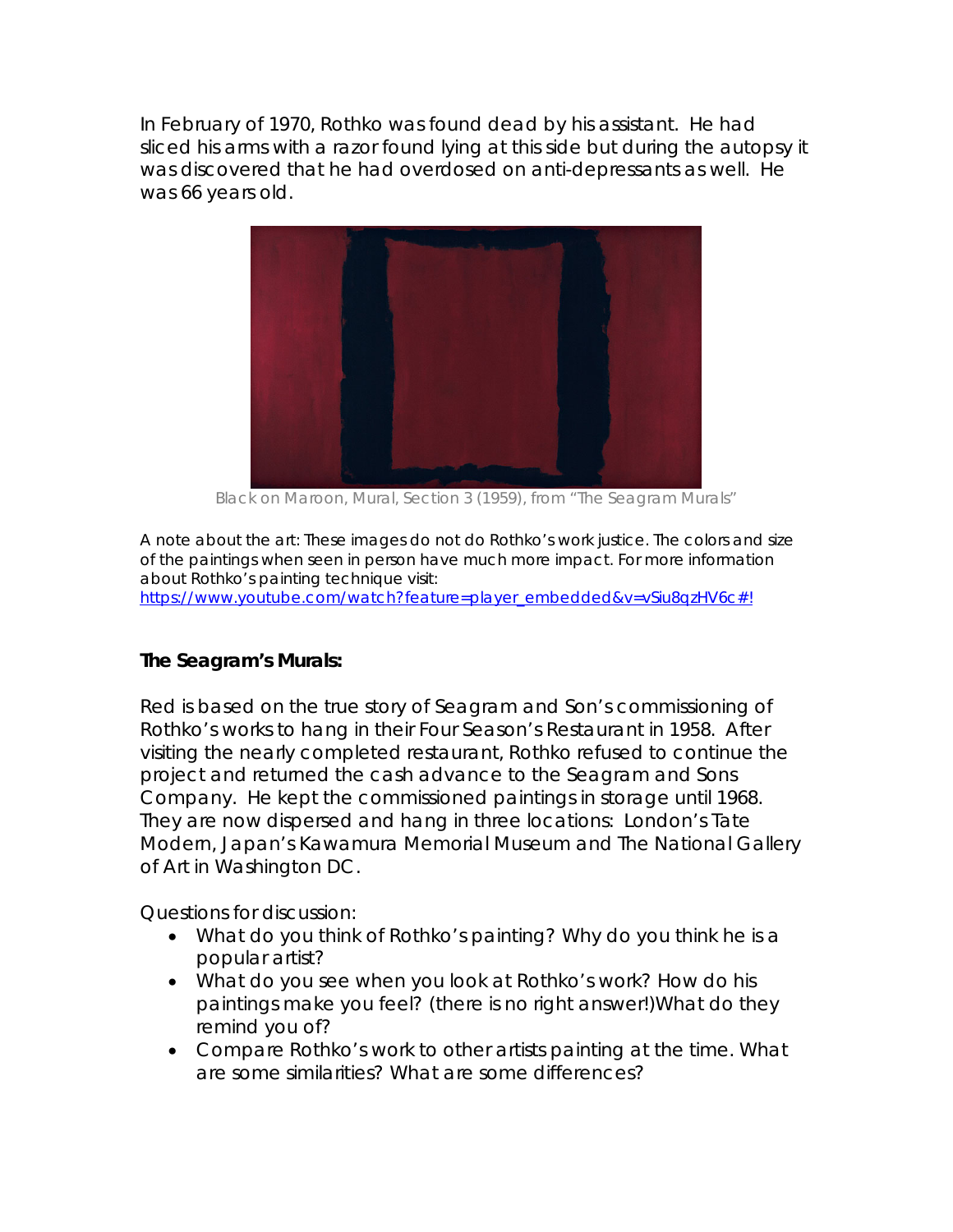In February of 1970, Rothko was found dead by his assistant. He had sliced his arms with a razor found lying at this side but during the autopsy it was discovered that he had overdosed on anti-depressants as well. He was 66 years old.

Black on Maroon, Mural, Section 3 (1959), from "The Seagram Murals"

A note about the art: These images do not do Rothko's work justice. The colors and size of the paintings when seen in person have much more impact. For more information about Rothko's painting technique visit:
https://www.youtube.com/watch?feature=player_embedded&v=vSiu8qzHV6c#!

**The Seagram's Murals:**

Red is based on the true story of Seagram and Son's commissioning of Rothko's works to hang in their Four Season's Restaurant in 1958. After visiting the nearly completed restaurant, Rothko refused to continue the project and returned the cash advance to the Seagram and Sons Company. He kept the commissioned paintings in storage until 1968. They are now dispersed and hang in three locations: London's Tate Modern, Japan's Kawamura Memorial Museum and The National Gallery of Art in Washington DC.

Questions for discussion:

- What do you think of Rothko's painting? Why do you think he is a popular artist?
- What do you see when you look at Rothko's work? How do his paintings make you feel? (there is no right answer!)What do they remind you of?
- Compare Rothko's work to other artists painting at the time. What are some similarities? What are some differences?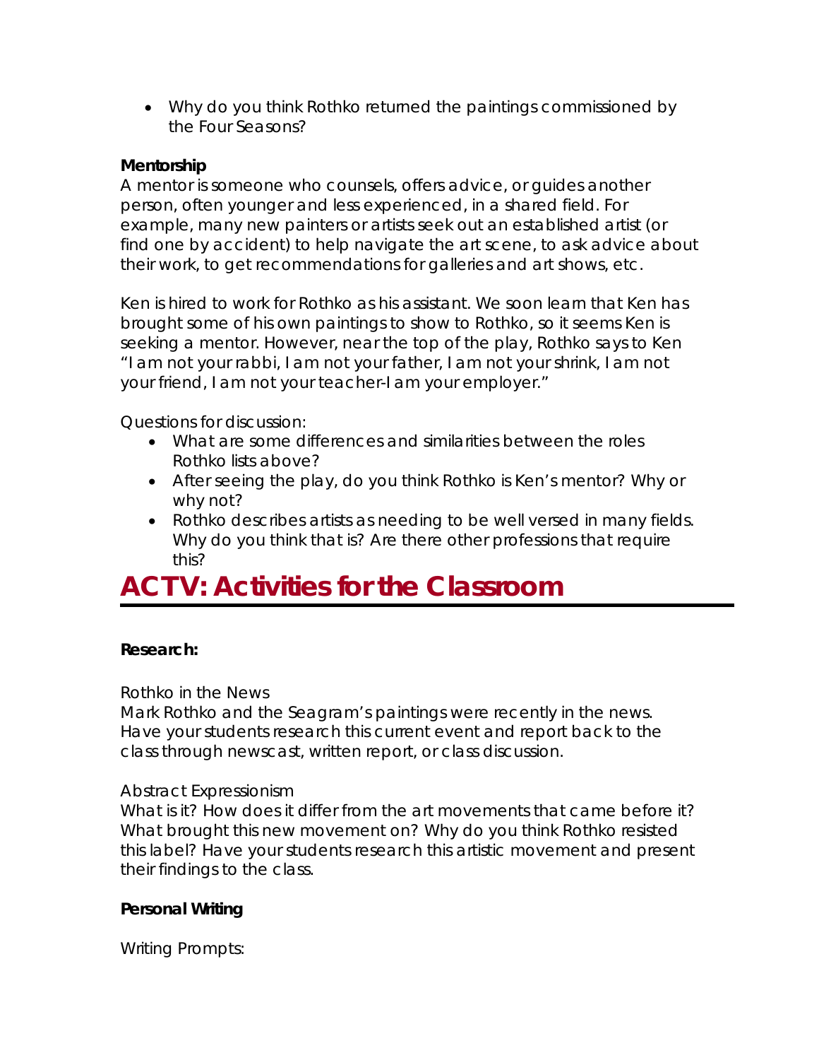- Why do you think Rothko returned the paintings commissioned by the Four Seasons?

**Mentorship**

A mentor is someone who counsels, offers advice, or guides another person, often younger and less experienced, in a shared field. For example, many new painters or artists seek out an established artist (or find one by accident) to help navigate the art scene, to ask advice about their work, to get recommendations for galleries and art shows, etc.

Ken is hired to work for Rothko as his assistant. We soon learn that Ken has brought some of his own paintings to show to Rothko, so it seems Ken is seeking a mentor. However, near the top of the play, Rothko says to Ken "I am not your rabbi, I am not your father, I am not your shrink, I am not your friend, I am not your teacher-I am your employer."

Questions for discussion:

- What are some differences and similarities between the roles Rothko lists above?
- After seeing the play, do you think Rothko is Ken's mentor? Why or why not?
- Rothko describes artists as needing to be well versed in many fields. Why do you think that is? Are there other professions that require this?

# ACTV: Activities for the Classroom

**Research:**

Rothko in the News

Mark Rothko and the Seagram's paintings were recently in the news. Have your students research this current event and report back to the class through newscast, written report, or class discussion.

Abstract Expressionism

What is it? How does it differ from the art movements that came before it? What brought this new movement on? Why do you think Rothko resisted this label? Have your students research this artistic movement and present their findings to the class.

**Personal Writing**

Writing Prompts: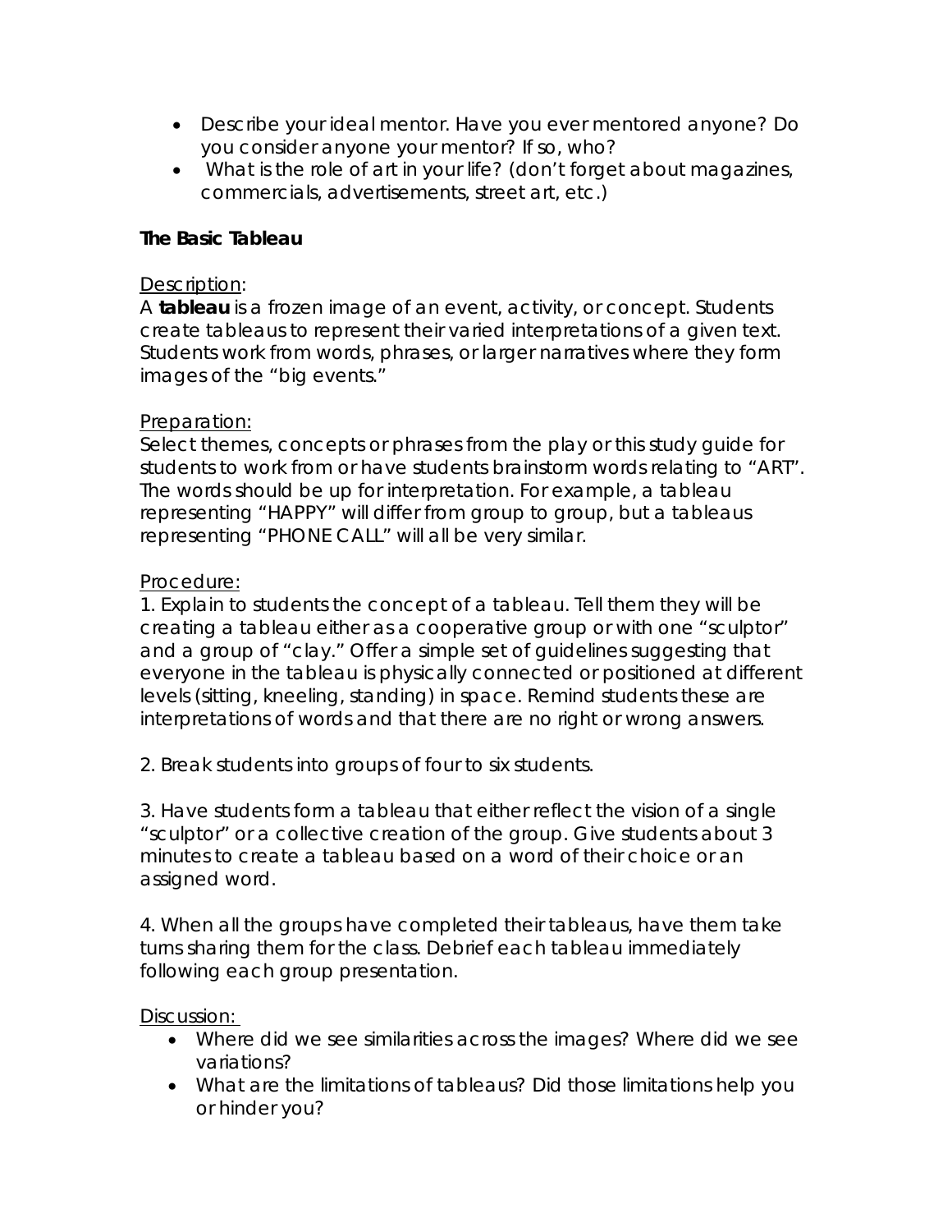- Describe your ideal mentor. Have you ever mentored anyone? Do you consider anyone your mentor? If so, who?
- What is the role of art in your life? (don't forget about magazines, commercials, advertisements, street art, etc.)

**The Basic Tableau**

Description:
A **tableau** is a frozen image of an event, activity, or concept. Students create tableaus to represent their varied interpretations of a given text. Students work from words, phrases, or larger narratives where they form images of the "big events."

Preparation:
Select themes, concepts or phrases from the play or this study guide for students to work from or have students brainstorm words relating to "ART". The words should be up for interpretation. For example, a tableau representing "HAPPY" will differ from group to group, but a tableaus representing "PHONE CALL" will all be very similar.

Procedure:
1. Explain to students the concept of a tableau. Tell them they will be creating a tableau either as a cooperative group or with one "sculptor" and a group of "clay." Offer a simple set of guidelines suggesting that everyone in the tableau is physically connected or positioned at different levels (sitting, kneeling, standing) in space. Remind students these are interpretations of words and that there are no right or wrong answers.

2. Break students into groups of four to six students.

3. Have students form a tableau that either reflect the vision of a single "sculptor" or a collective creation of the group. Give students about 3 minutes to create a tableau based on a word of their choice or an assigned word.

4. When all the groups have completed their tableaus, have them take turns sharing them for the class. Debrief each tableau immediately following each group presentation.

Discussion:
- Where did we see similarities across the images? Where did we see variations?
- What are the limitations of tableaus? Did those limitations help you or hinder you?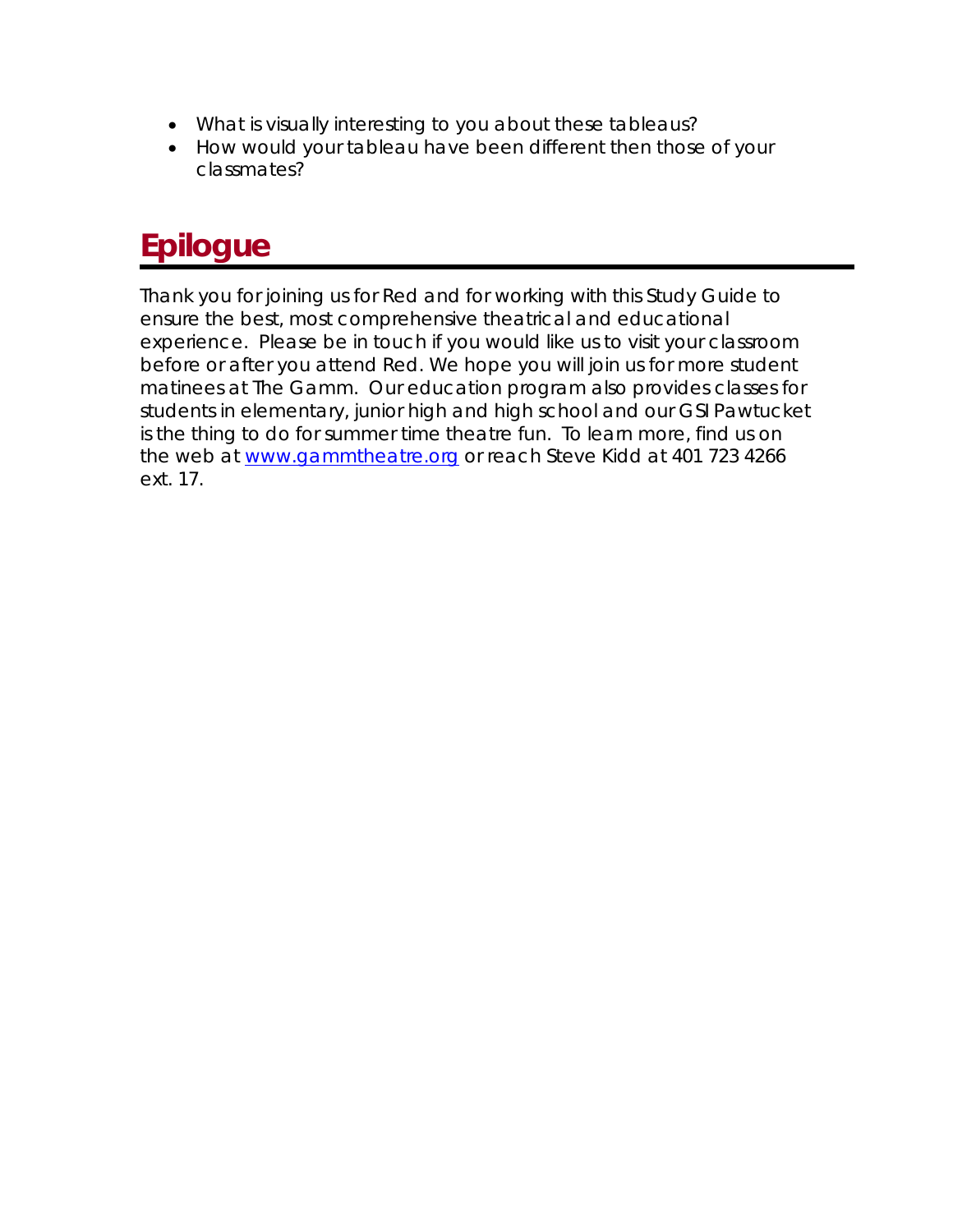- What is visually interesting to you about these tableaus?
- How would your tableau have been different then those of your classmates?

# Epilogue

Thank you for joining us for Red and for working with this Study Guide to ensure the best, most comprehensive theatrical and educational experience. Please be in touch if you would like us to visit your classroom before or after you attend Red. We hope you will join us for more student matinees at The Gamm. Our education program also provides classes for students in elementary, junior high and high school and our GSI Pawtucket is the thing to do for summer time theatre fun. To learn more, find us on the web at [www.gammtheatre.org](http://www.gammtheatre.org) or reach Steve Kidd at 401 723 4266 ext. 17.